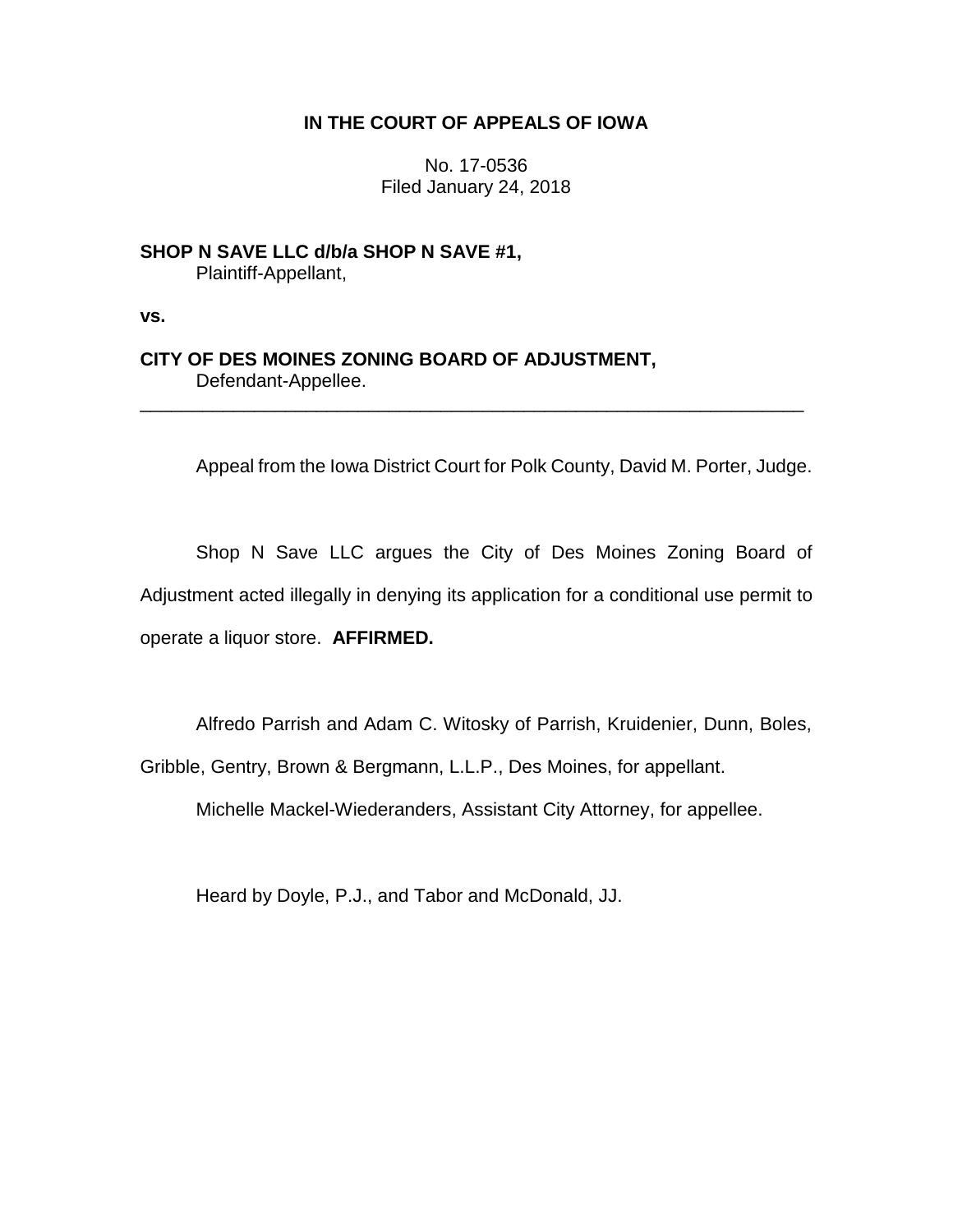**IN THE COURT OF APPEALS OF IOWA**

No. 17-0536
Filed January 24, 2018

**SHOP N SAVE LLC d/b/a SHOP N SAVE #1,**
Plaintiff-Appellant,

**vs.**

**CITY OF DES MOINES ZONING BOARD OF ADJUSTMENT,**
Defendant-Appellee.

---

Appeal from the Iowa District Court for Polk County, David M. Porter, Judge.

Shop N Save LLC argues the City of Des Moines Zoning Board of Adjustment acted illegally in denying its application for a conditional use permit to operate a liquor store. **AFFIRMED.**

Alfredo Parrish and Adam C. Witosky of Parrish, Kruidenier, Dunn, Boles, Gribble, Gentry, Brown & Bergmann, L.L.P., Des Moines, for appellant.

Michelle Mackel-Wiederanders, Assistant City Attorney, for appellee.

Heard by Doyle, P.J., and Tabor and McDonald, JJ.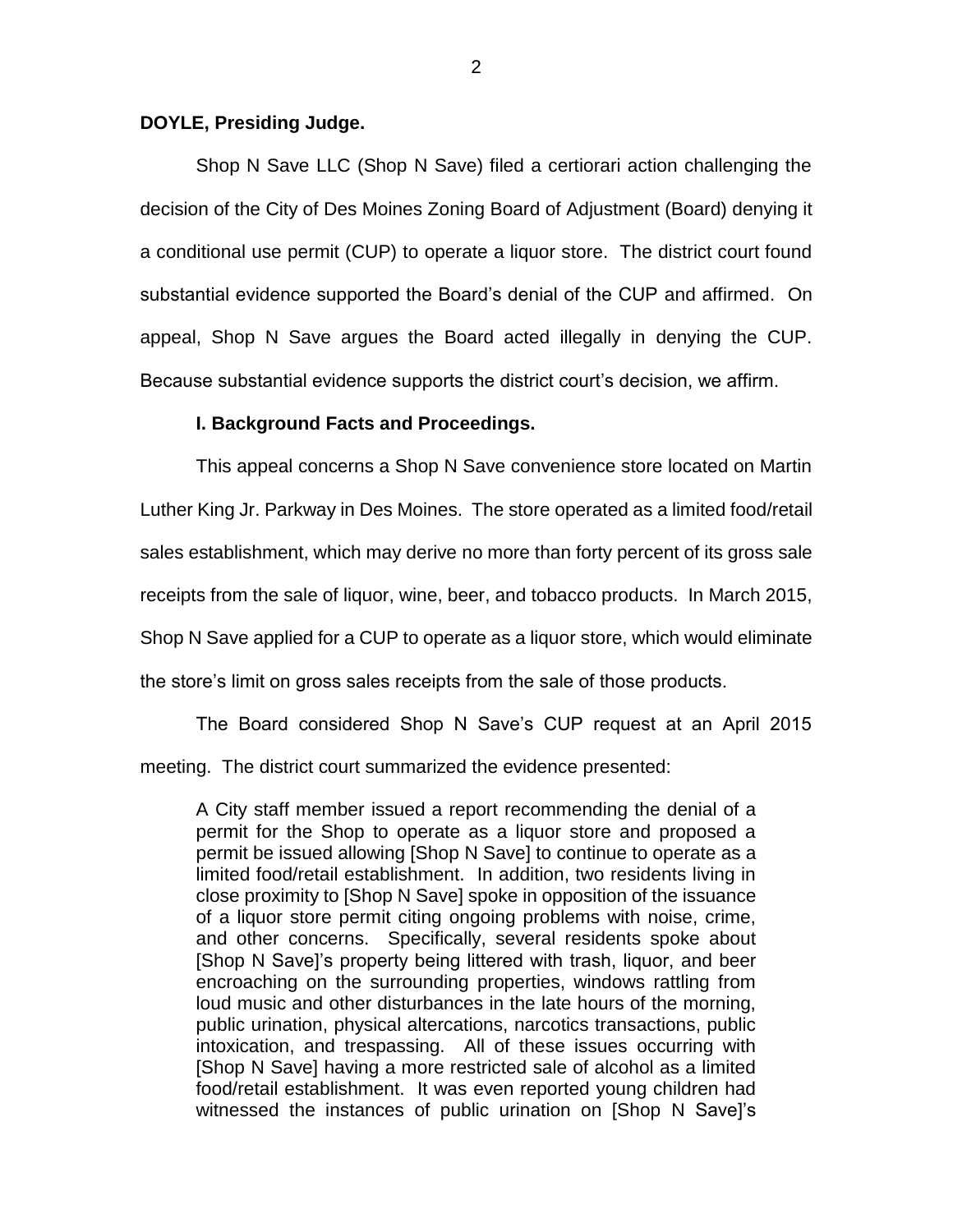**DOYLE, Presiding Judge.**

Shop N Save LLC (Shop N Save) filed a certiorari action challenging the decision of the City of Des Moines Zoning Board of Adjustment (Board) denying it a conditional use permit (CUP) to operate a liquor store. The district court found substantial evidence supported the Board's denial of the CUP and affirmed. On appeal, Shop N Save argues the Board acted illegally in denying the CUP. Because substantial evidence supports the district court's decision, we affirm.

**I. Background Facts and Proceedings.**

This appeal concerns a Shop N Save convenience store located on Martin Luther King Jr. Parkway in Des Moines. The store operated as a limited food/retail sales establishment, which may derive no more than forty percent of its gross sale receipts from the sale of liquor, wine, beer, and tobacco products. In March 2015, Shop N Save applied for a CUP to operate as a liquor store, which would eliminate the store's limit on gross sales receipts from the sale of those products.

The Board considered Shop N Save's CUP request at an April 2015 meeting. The district court summarized the evidence presented:

> A City staff member issued a report recommending the denial of a permit for the Shop to operate as a liquor store and proposed a permit be issued allowing [Shop N Save] to continue to operate as a limited food/retail establishment. In addition, two residents living in close proximity to [Shop N Save] spoke in opposition of the issuance of a liquor store permit citing ongoing problems with noise, crime, and other concerns. Specifically, several residents spoke about [Shop N Save]'s property being littered with trash, liquor, and beer encroaching on the surrounding properties, windows rattling from loud music and other disturbances in the late hours of the morning, public urination, physical altercations, narcotics transactions, public intoxication, and trespassing. All of these issues occurring with [Shop N Save] having a more restricted sale of alcohol as a limited food/retail establishment. It was even reported young children had witnessed the instances of public urination on [Shop N Save]'s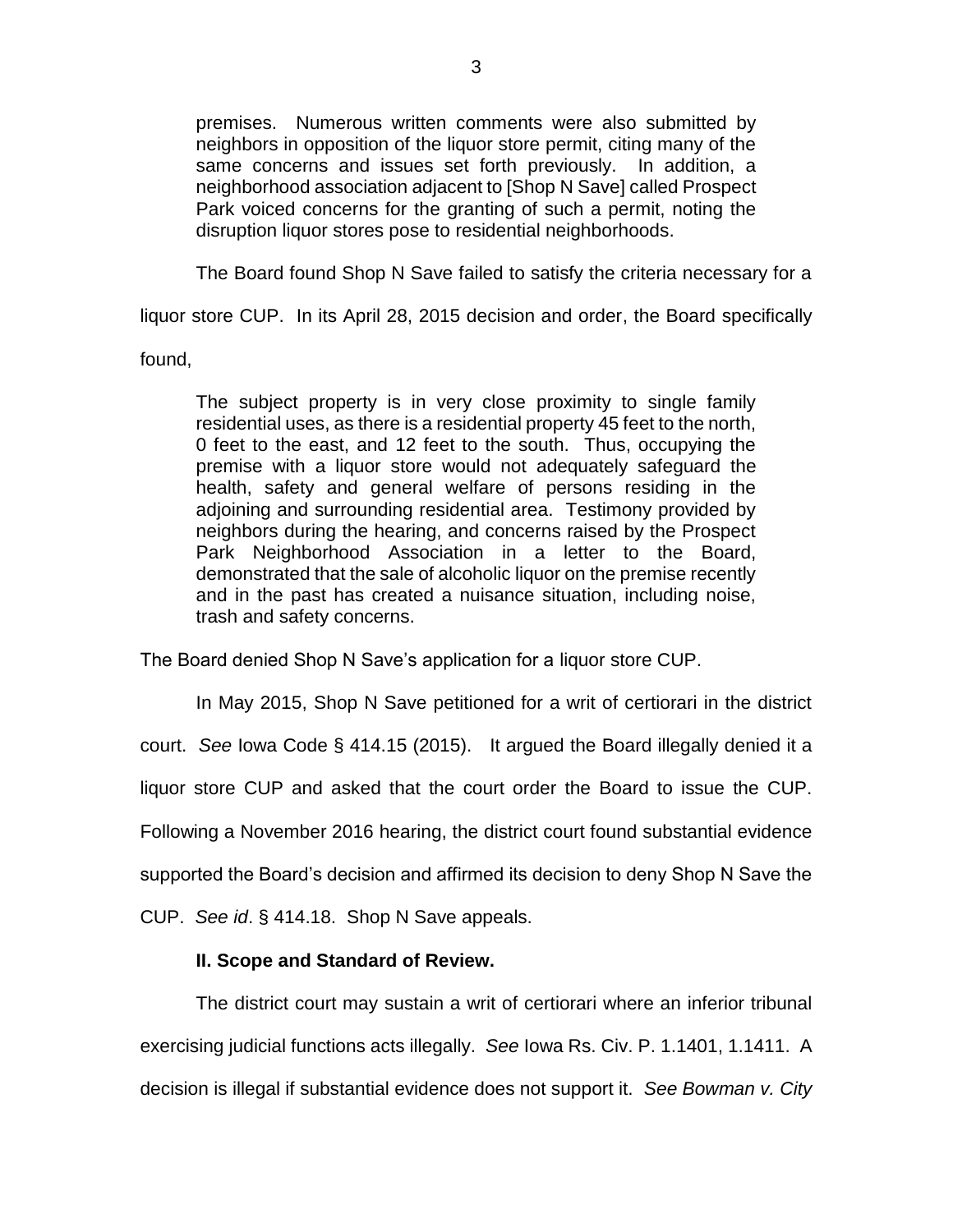> premises. Numerous written comments were also submitted by neighbors in opposition of the liquor store permit, citing many of the same concerns and issues set forth previously. In addition, a neighborhood association adjacent to [Shop N Save] called Prospect Park voiced concerns for the granting of such a permit, noting the disruption liquor stores pose to residential neighborhoods.

The Board found Shop N Save failed to satisfy the criteria necessary for a liquor store CUP. In its April 28, 2015 decision and order, the Board specifically found,

> The subject property is in very close proximity to single family residential uses, as there is a residential property 45 feet to the north, 0 feet to the east, and 12 feet to the south. Thus, occupying the premise with a liquor store would not adequately safeguard the health, safety and general welfare of persons residing in the adjoining and surrounding residential area. Testimony provided by neighbors during the hearing, and concerns raised by the Prospect Park Neighborhood Association in a letter to the Board, demonstrated that the sale of alcoholic liquor on the premise recently and in the past has created a nuisance situation, including noise, trash and safety concerns.

The Board denied Shop N Save's application for a liquor store CUP.

In May 2015, Shop N Save petitioned for a writ of certiorari in the district court. *See* Iowa Code § 414.15 (2015). It argued the Board illegally denied it a liquor store CUP and asked that the court order the Board to issue the CUP. Following a November 2016 hearing, the district court found substantial evidence supported the Board's decision and affirmed its decision to deny Shop N Save the CUP. *See id*. § 414.18. Shop N Save appeals.

**II. Scope and Standard of Review.**

The district court may sustain a writ of certiorari where an inferior tribunal exercising judicial functions acts illegally. *See* Iowa Rs. Civ. P. 1.1401, 1.1411. A decision is illegal if substantial evidence does not support it. *See Bowman v. City*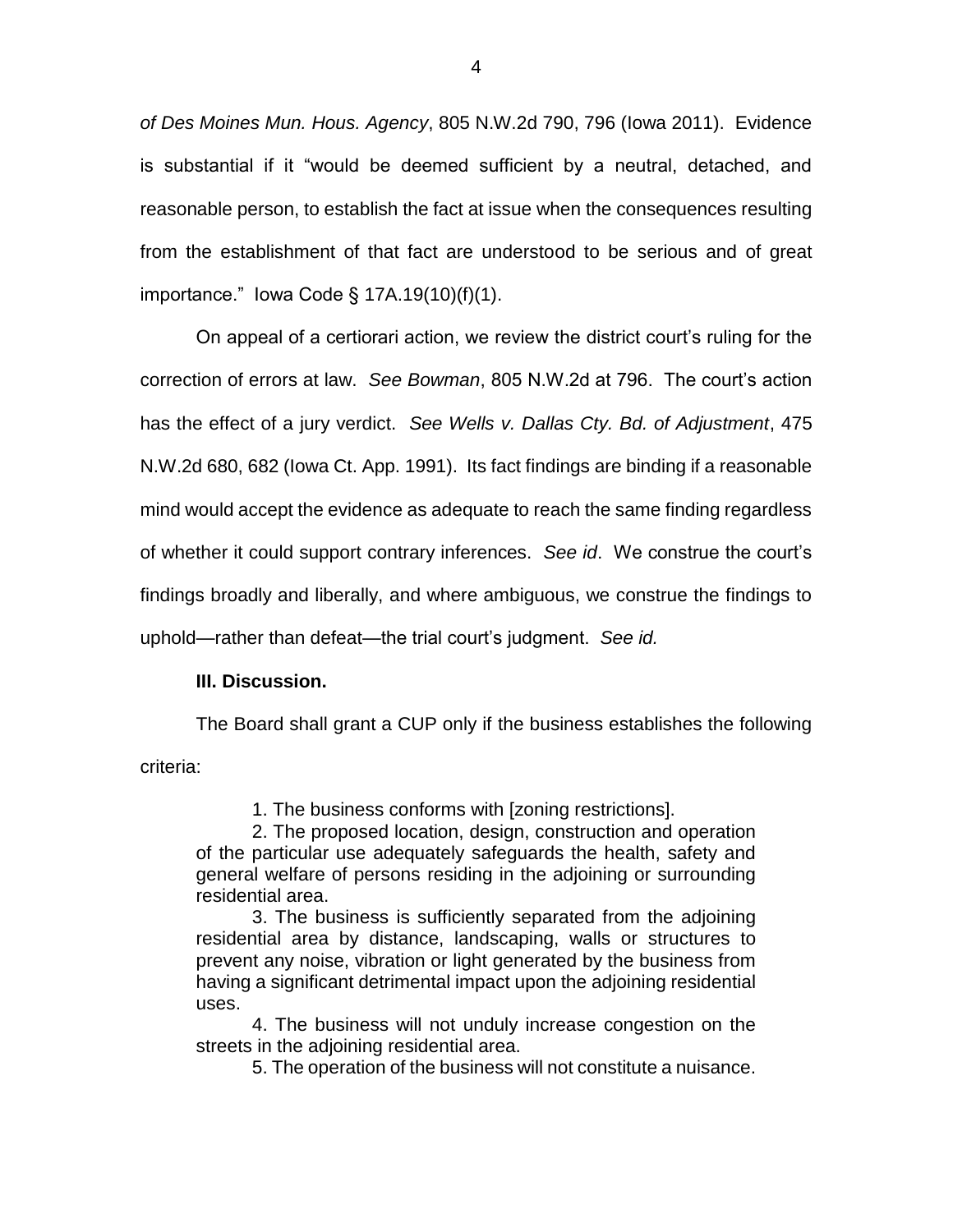*of Des Moines Mun. Hous. Agency*, 805 N.W.2d 790, 796 (Iowa 2011). Evidence is substantial if it "would be deemed sufficient by a neutral, detached, and reasonable person, to establish the fact at issue when the consequences resulting from the establishment of that fact are understood to be serious and of great importance." Iowa Code § 17A.19(10)(f)(1).

On appeal of a certiorari action, we review the district court's ruling for the correction of errors at law. *See Bowman*, 805 N.W.2d at 796. The court's action has the effect of a jury verdict. *See Wells v. Dallas Cty. Bd. of Adjustment*, 475 N.W.2d 680, 682 (Iowa Ct. App. 1991). Its fact findings are binding if a reasonable mind would accept the evidence as adequate to reach the same finding regardless of whether it could support contrary inferences. *See id*. We construe the court's findings broadly and liberally, and where ambiguous, we construe the findings to uphold—rather than defeat—the trial court's judgment. *See id.*

**III. Discussion.**

The Board shall grant a CUP only if the business establishes the following criteria:

> 1. The business conforms with [zoning restrictions].
> 2. The proposed location, design, construction and operation of the particular use adequately safeguards the health, safety and general welfare of persons residing in the adjoining or surrounding residential area.
> 3. The business is sufficiently separated from the adjoining residential area by distance, landscaping, walls or structures to prevent any noise, vibration or light generated by the business from having a significant detrimental impact upon the adjoining residential uses.
> 4. The business will not unduly increase congestion on the streets in the adjoining residential area.
> 5. The operation of the business will not constitute a nuisance.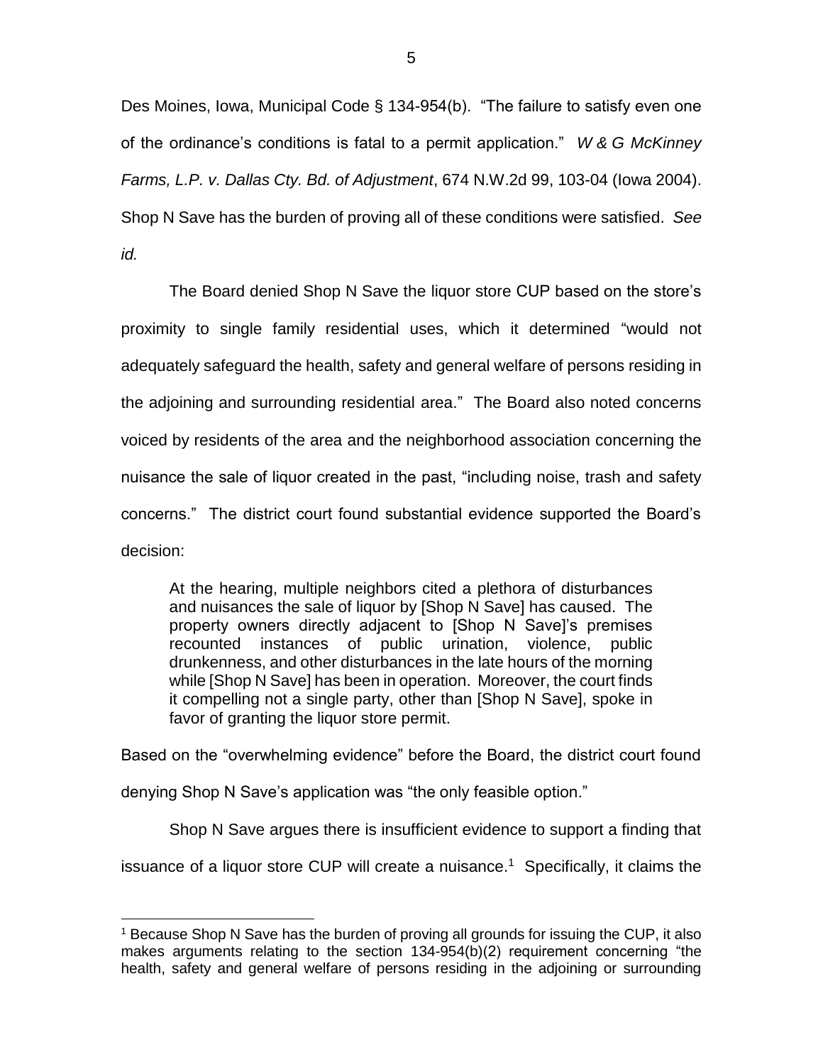Des Moines, Iowa, Municipal Code § 134-954(b). "The failure to satisfy even one of the ordinance's conditions is fatal to a permit application." *W & G McKinney Farms, L.P. v. Dallas Cty. Bd. of Adjustment*, 674 N.W.2d 99, 103-04 (Iowa 2004). Shop N Save has the burden of proving all of these conditions were satisfied. *See id.*

The Board denied Shop N Save the liquor store CUP based on the store's proximity to single family residential uses, which it determined "would not adequately safeguard the health, safety and general welfare of persons residing in the adjoining and surrounding residential area." The Board also noted concerns voiced by residents of the area and the neighborhood association concerning the nuisance the sale of liquor created in the past, "including noise, trash and safety concerns." The district court found substantial evidence supported the Board's decision:

> At the hearing, multiple neighbors cited a plethora of disturbances and nuisances the sale of liquor by [Shop N Save] has caused. The property owners directly adjacent to [Shop N Save]'s premises recounted instances of public urination, violence, public drunkenness, and other disturbances in the late hours of the morning while [Shop N Save] has been in operation. Moreover, the court finds it compelling not a single party, other than [Shop N Save], spoke in favor of granting the liquor store permit.

Based on the "overwhelming evidence" before the Board, the district court found denying Shop N Save's application was "the only feasible option."

Shop N Save argues there is insufficient evidence to support a finding that issuance of a liquor store CUP will create a nuisance.[1] Specifically, it claims the

[1] Because Shop N Save has the burden of proving all grounds for issuing the CUP, it also makes arguments relating to the section 134-954(b)(2) requirement concerning "the health, safety and general welfare of persons residing in the adjoining or surrounding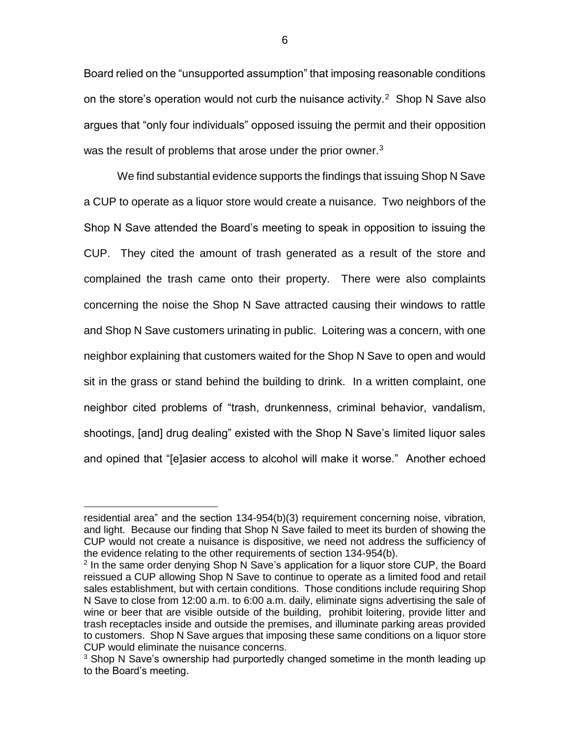Board relied on the "unsupported assumption" that imposing reasonable conditions on the store's operation would not curb the nuisance activity.[2] Shop N Save also argues that "only four individuals" opposed issuing the permit and their opposition was the result of problems that arose under the prior owner.[3]

We find substantial evidence supports the findings that issuing Shop N Save a CUP to operate as a liquor store would create a nuisance. Two neighbors of the Shop N Save attended the Board's meeting to speak in opposition to issuing the CUP. They cited the amount of trash generated as a result of the store and complained the trash came onto their property. There were also complaints concerning the noise the Shop N Save attracted causing their windows to rattle and Shop N Save customers urinating in public. Loitering was a concern, with one neighbor explaining that customers waited for the Shop N Save to open and would sit in the grass or stand behind the building to drink. In a written complaint, one neighbor cited problems of "trash, drunkenness, criminal behavior, vandalism, shootings, [and] drug dealing" existed with the Shop N Save's limited liquor sales and opined that "[e]asier access to alcohol will make it worse." Another echoed

---

residential area" and the section 134-954(b)(3) requirement concerning noise, vibration, and light. Because our finding that Shop N Save failed to meet its burden of showing the CUP would not create a nuisance is dispositive, we need not address the sufficiency of the evidence relating to the other requirements of section 134-954(b).

[2] In the same order denying Shop N Save's application for a liquor store CUP, the Board reissued a CUP allowing Shop N Save to continue to operate as a limited food and retail sales establishment, but with certain conditions. Those conditions include requiring Shop N Save to close from 12:00 a.m. to 6:00 a.m. daily, eliminate signs advertising the sale of wine or beer that are visible outside of the building, prohibit loitering, provide litter and trash receptacles inside and outside the premises, and illuminate parking areas provided to customers. Shop N Save argues that imposing these same conditions on a liquor store CUP would eliminate the nuisance concerns.

[3] Shop N Save's ownership had purportedly changed sometime in the month leading up to the Board's meeting.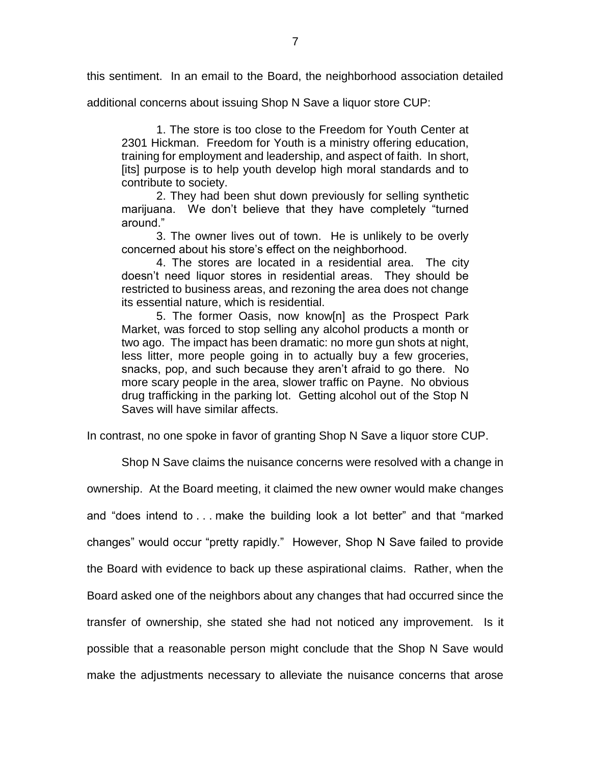this sentiment. In an email to the Board, the neighborhood association detailed additional concerns about issuing Shop N Save a liquor store CUP:

> 1. The store is too close to the Freedom for Youth Center at 2301 Hickman. Freedom for Youth is a ministry offering education, training for employment and leadership, and aspect of faith. In short, [its] purpose is to help youth develop high moral standards and to contribute to society.
>
> 2. They had been shut down previously for selling synthetic marijuana. We don't believe that they have completely "turned around."
>
> 3. The owner lives out of town. He is unlikely to be overly concerned about his store's effect on the neighborhood.
>
> 4. The stores are located in a residential area. The city doesn't need liquor stores in residential areas. They should be restricted to business areas, and rezoning the area does not change its essential nature, which is residential.
>
> 5. The former Oasis, now know[n] as the Prospect Park Market, was forced to stop selling any alcohol products a month or two ago. The impact has been dramatic: no more gun shots at night, less litter, more people going in to actually buy a few groceries, snacks, pop, and such because they aren't afraid to go there. No more scary people in the area, slower traffic on Payne. No obvious drug trafficking in the parking lot. Getting alcohol out of the Stop N Saves will have similar affects.

In contrast, no one spoke in favor of granting Shop N Save a liquor store CUP.

Shop N Save claims the nuisance concerns were resolved with a change in ownership. At the Board meeting, it claimed the new owner would make changes and "does intend to . . . make the building look a lot better" and that "marked changes" would occur "pretty rapidly." However, Shop N Save failed to provide the Board with evidence to back up these aspirational claims. Rather, when the Board asked one of the neighbors about any changes that had occurred since the transfer of ownership, she stated she had not noticed any improvement. Is it possible that a reasonable person might conclude that the Shop N Save would make the adjustments necessary to alleviate the nuisance concerns that arose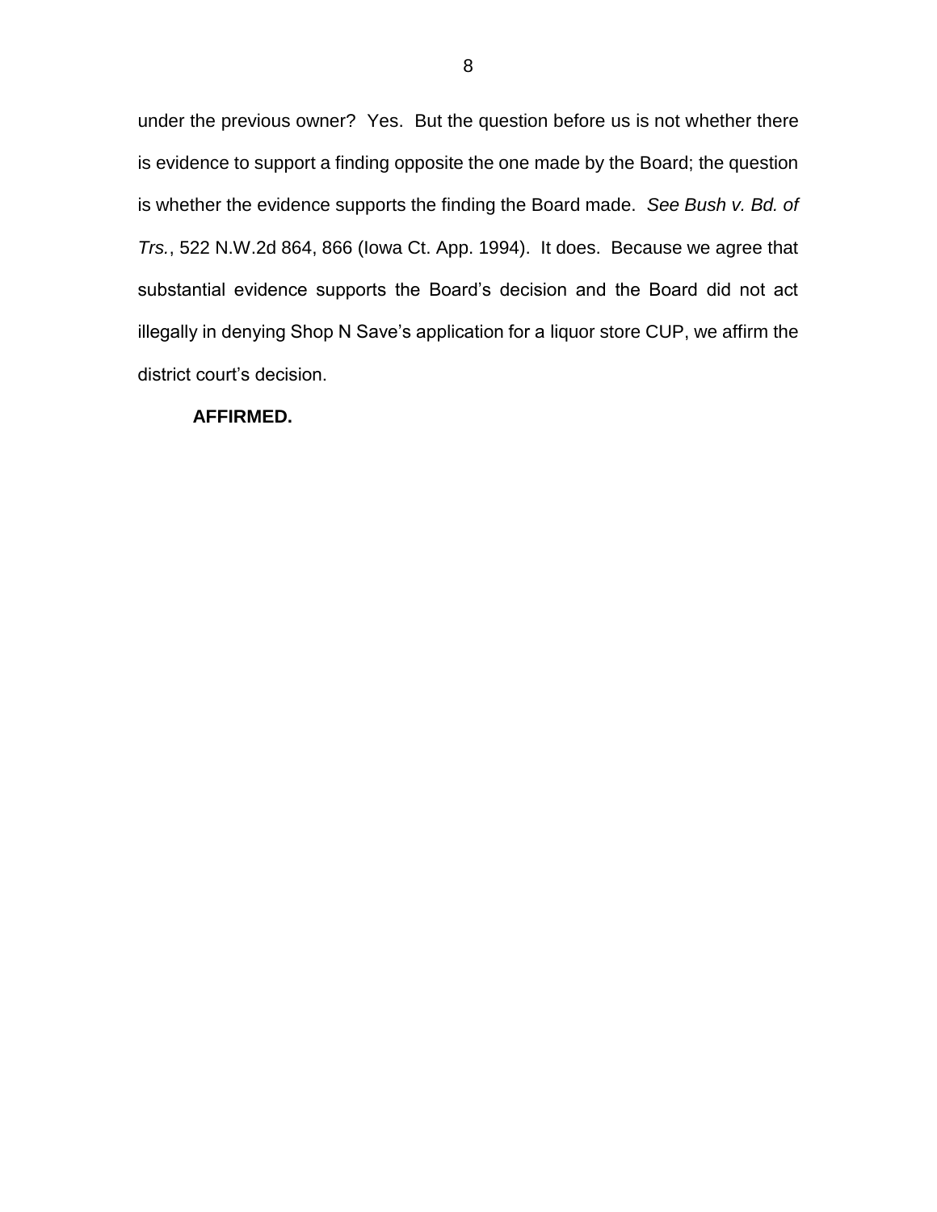under the previous owner? Yes. But the question before us is not whether there is evidence to support a finding opposite the one made by the Board; the question is whether the evidence supports the finding the Board made. *See Bush v. Bd. of Trs.*, 522 N.W.2d 864, 866 (Iowa Ct. App. 1994). It does. Because we agree that substantial evidence supports the Board's decision and the Board did not act illegally in denying Shop N Save's application for a liquor store CUP, we affirm the district court's decision.

**AFFIRMED.**